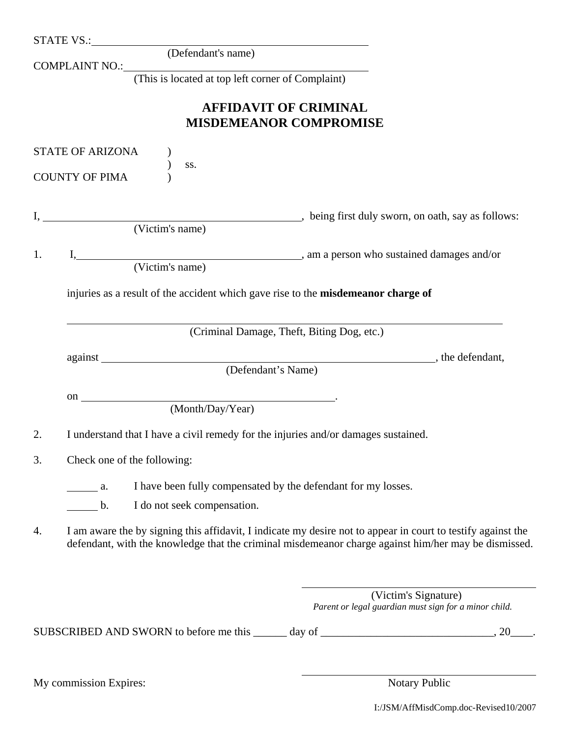STATE VS.:\_\_\_\_\_\_\_\_\_\_\_\_\_\_\_\_\_\_\_\_\_\_\_\_\_\_\_\_\_\_\_\_\_\_\_\_\_\_\_\_\_\_\_\_

(Defendant's name)

COMPLAINT NO.:\_\_\_\_\_\_\_\_\_\_\_\_\_\_\_\_\_\_\_\_\_\_\_\_\_\_\_\_\_\_\_\_\_\_\_\_\_\_\_\_

(This is located at top left corner of Complaint)

# AFFIDAVIT OF CRIMINAL MISDEMEANOR COMPROMISE

STATE OF ARIZONA )
) ss.
COUNTY OF PIMA )

I, \_\_\_\_\_\_\_\_\_\_\_\_\_\_\_\_\_\_\_\_\_\_\_\_\_\_\_\_\_\_\_\_\_\_\_\_\_\_\_\_, being first duly sworn, on oath, say as follows:

(Victim's name)

1. I,\_\_\_\_\_\_\_\_\_\_\_\_\_\_\_\_\_\_\_\_\_\_\_\_\_\_\_\_\_\_\_\_\_\_\_\_\_\_\_\_, am a person who sustained damages and/or

   (Victim's name)

   injuries as a result of the accident which gave rise to the **misdemeanor charge of**

   \_\_\_\_\_\_\_\_\_\_\_\_\_\_\_\_\_\_\_\_\_\_\_\_\_\_\_\_\_\_\_\_\_\_\_\_\_\_\_\_\_\_\_\_\_\_\_\_\_\_\_\_\_\_\_\_\_\_\_\_\_\_\_\_\_\_\_\_\_\_

   (Criminal Damage, Theft, Biting Dog, etc.)

   against \_\_\_\_\_\_\_\_\_\_\_\_\_\_\_\_\_\_\_\_\_\_\_\_\_\_\_\_\_\_\_\_\_\_\_\_\_\_\_\_\_\_\_\_\_\_\_\_\_\_\_\_, the defendant,

   (Defendant's Name)

   on \_\_\_\_\_\_\_\_\_\_\_\_\_\_\_\_\_\_\_\_\_\_\_\_\_\_\_\_\_\_\_\_\_\_\_\_\_\_\_\_.

   (Month/Day/Year)

2. I understand that I have a civil remedy for the injuries and/or damages sustained.

3. Check one of the following:

   \_\_\_\_\_\_ a. I have been fully compensated by the defendant for my losses.

   \_\_\_\_\_\_ b. I do not seek compensation.

4. I am aware the by signing this affidavit, I indicate my desire not to appear in court to testify against the defendant, with the knowledge that the criminal misdemeanor charge against him/her may be dismissed.

\_\_\_\_\_\_\_\_\_\_\_\_\_\_\_\_\_\_\_\_\_\_\_\_\_\_\_\_\_\_\_\_\_\_\_\_\_\_\_\_

(Victim's Signature)

*Parent or legal guardian must sign for a minor child.*

SUBSCRIBED AND SWORN to before me this \_\_\_\_\_\_ day of \_\_\_\_\_\_\_\_\_\_\_\_\_\_\_\_\_\_\_\_\_\_\_\_\_\_\_\_\_\_\_\_, 20\_\_\_\_.

My commission Expires:

\_\_\_\_\_\_\_\_\_\_\_\_\_\_\_\_\_\_\_\_\_\_\_\_\_\_\_\_\_\_\_\_\_\_\_\_\_\_\_\_

Notary Public

I:/JSM/AffMisdComp.doc-Revised10/2007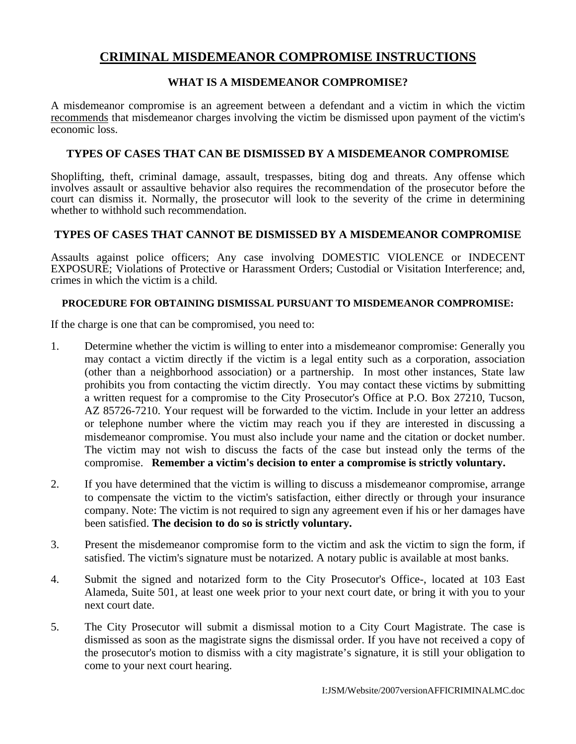# CRIMINAL MISDEMEANOR COMPROMISE INSTRUCTIONS

## WHAT IS A MISDEMEANOR COMPROMISE?

A misdemeanor compromise is an agreement between a defendant and a victim in which the victim recommends that misdemeanor charges involving the victim be dismissed upon payment of the victim's economic loss.

## TYPES OF CASES THAT CAN BE DISMISSED BY A MISDEMEANOR COMPROMISE

Shoplifting, theft, criminal damage, assault, trespasses, biting dog and threats. Any offense which involves assault or assaultive behavior also requires the recommendation of the prosecutor before the court can dismiss it. Normally, the prosecutor will look to the severity of the crime in determining whether to withhold such recommendation.

## TYPES OF CASES THAT CANNOT BE DISMISSED BY A MISDEMEANOR COMPROMISE

Assaults against police officers; Any case involving DOMESTIC VIOLENCE or INDECENT EXPOSURE; Violations of Protective or Harassment Orders; Custodial or Visitation Interference; and, crimes in which the victim is a child.

### PROCEDURE FOR OBTAINING DISMISSAL PURSUANT TO MISDEMEANOR COMPROMISE:

If the charge is one that can be compromised, you need to:

1. Determine whether the victim is willing to enter into a misdemeanor compromise: Generally you may contact a victim directly if the victim is a legal entity such as a corporation, association (other than a neighborhood association) or a partnership. In most other instances, State law prohibits you from contacting the victim directly. You may contact these victims by submitting a written request for a compromise to the City Prosecutor's Office at P.O. Box 27210, Tucson, AZ 85726-7210. Your request will be forwarded to the victim. Include in your letter an address or telephone number where the victim may reach you if they are interested in discussing a misdemeanor compromise. You must also include your name and the citation or docket number. The victim may not wish to discuss the facts of the case but instead only the terms of the compromise. **Remember a victim's decision to enter a compromise is strictly voluntary.**

2. If you have determined that the victim is willing to discuss a misdemeanor compromise, arrange to compensate the victim to the victim's satisfaction, either directly or through your insurance company. Note: The victim is not required to sign any agreement even if his or her damages have been satisfied. **The decision to do so is strictly voluntary.**

3. Present the misdemeanor compromise form to the victim and ask the victim to sign the form, if satisfied. The victim's signature must be notarized. A notary public is available at most banks.

4. Submit the signed and notarized form to the City Prosecutor's Office-, located at 103 East Alameda, Suite 501, at least one week prior to your next court date, or bring it with you to your next court date.

5. The City Prosecutor will submit a dismissal motion to a City Court Magistrate. The case is dismissed as soon as the magistrate signs the dismissal order. If you have not received a copy of the prosecutor's motion to dismiss with a city magistrate's signature, it is still your obligation to come to your next court hearing.

I:JSM/Website/2007versionAFFICRIMINALMC.doc